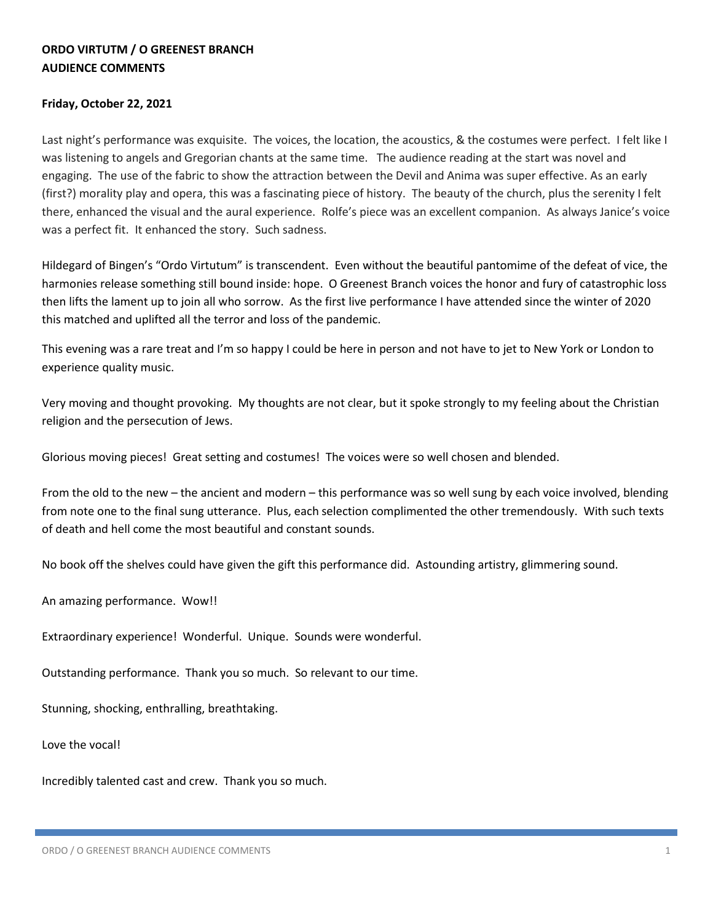**ORDO VIRTUTM / O GREENEST BRANCH**
**AUDIENCE COMMENTS**

**Friday, October 22, 2021**

Last night's performance was exquisite. The voices, the location, the acoustics, & the costumes were perfect. I felt like I was listening to angels and Gregorian chants at the same time. The audience reading at the start was novel and engaging. The use of the fabric to show the attraction between the Devil and Anima was super effective. As an early (first?) morality play and opera, this was a fascinating piece of history. The beauty of the church, plus the serenity I felt there, enhanced the visual and the aural experience. Rolfe's piece was an excellent companion. As always Janice's voice was a perfect fit. It enhanced the story. Such sadness.

Hildegard of Bingen's "Ordo Virtutum" is transcendent. Even without the beautiful pantomime of the defeat of vice, the harmonies release something still bound inside: hope. O Greenest Branch voices the honor and fury of catastrophic loss then lifts the lament up to join all who sorrow. As the first live performance I have attended since the winter of 2020 this matched and uplifted all the terror and loss of the pandemic.

This evening was a rare treat and I'm so happy I could be here in person and not have to jet to New York or London to experience quality music.

Very moving and thought provoking. My thoughts are not clear, but it spoke strongly to my feeling about the Christian religion and the persecution of Jews.

Glorious moving pieces! Great setting and costumes! The voices were so well chosen and blended.

From the old to the new – the ancient and modern – this performance was so well sung by each voice involved, blending from note one to the final sung utterance. Plus, each selection complimented the other tremendously. With such texts of death and hell come the most beautiful and constant sounds.

No book off the shelves could have given the gift this performance did. Astounding artistry, glimmering sound.

An amazing performance. Wow!!

Extraordinary experience! Wonderful. Unique. Sounds were wonderful.

Outstanding performance. Thank you so much. So relevant to our time.

Stunning, shocking, enthralling, breathtaking.

Love the vocal!

Incredibly talented cast and crew. Thank you so much.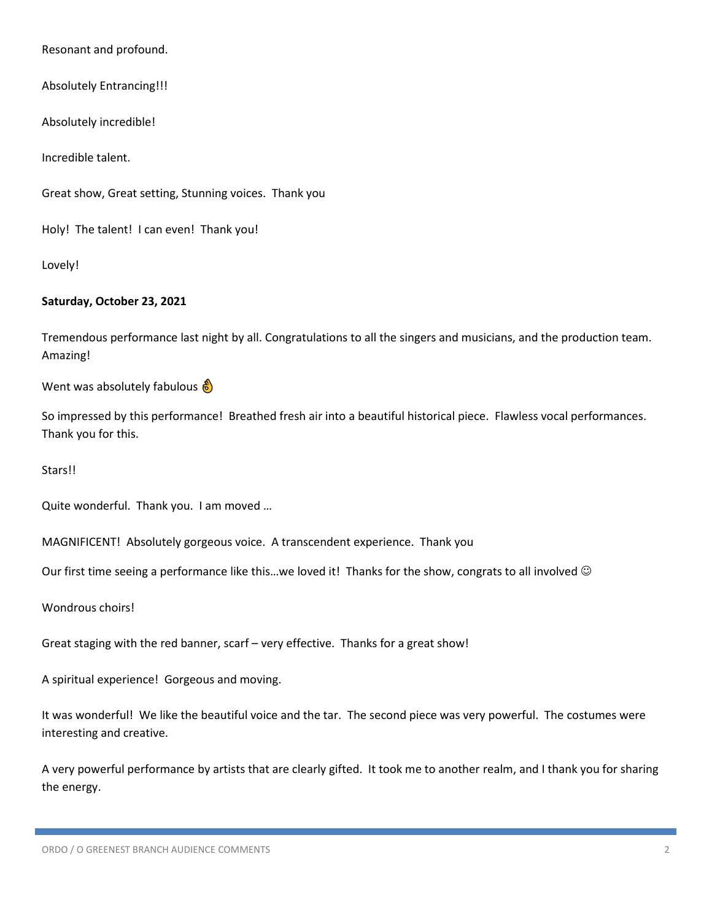Resonant and profound.

Absolutely Entrancing!!!

Absolutely incredible!

Incredible talent.

Great show, Great setting, Stunning voices.  Thank you

Holy!  The talent!  I can even!  Thank you!

Lovely!

**Saturday, October 23, 2021**

Tremendous performance last night by all. Congratulations to all the singers and musicians, and the production team. Amazing!

Went was absolutely fabulous 👌

So impressed by this performance!  Breathed fresh air into a beautiful historical piece.  Flawless vocal performances. Thank you for this.

Stars!!

Quite wonderful.  Thank you.  I am moved …

MAGNIFICENT!  Absolutely gorgeous voice.  A transcendent experience.  Thank you

Our first time seeing a performance like this…we loved it!  Thanks for the show, congrats to all involved ☺

Wondrous choirs!

Great staging with the red banner, scarf – very effective.  Thanks for a great show!

A spiritual experience!  Gorgeous and moving.

It was wonderful!  We like the beautiful voice and the tar.  The second piece was very powerful.  The costumes were interesting and creative.

A very powerful performance by artists that are clearly gifted.  It took me to another realm, and I thank you for sharing the energy.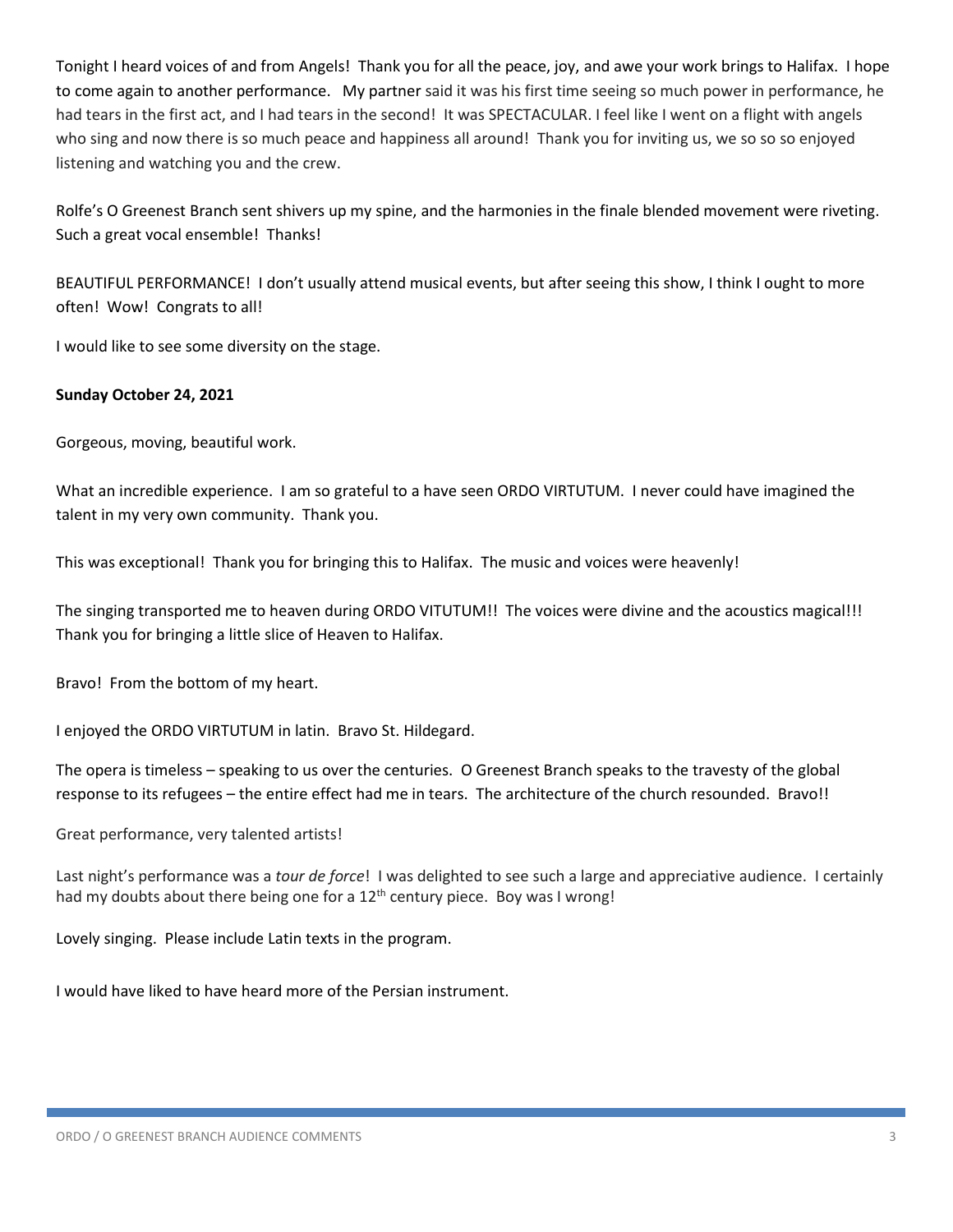Tonight I heard voices of and from Angels! Thank you for all the peace, joy, and awe your work brings to Halifax. I hope to come again to another performance. My partner said it was his first time seeing so much power in performance, he had tears in the first act, and I had tears in the second! It was SPECTACULAR. I feel like I went on a flight with angels who sing and now there is so much peace and happiness all around! Thank you for inviting us, we so so so enjoyed listening and watching you and the crew.

Rolfe's O Greenest Branch sent shivers up my spine, and the harmonies in the finale blended movement were riveting. Such a great vocal ensemble! Thanks!

BEAUTIFUL PERFORMANCE! I don't usually attend musical events, but after seeing this show, I think I ought to more often! Wow! Congrats to all!

I would like to see some diversity on the stage.

**Sunday October 24, 2021**

Gorgeous, moving, beautiful work.

What an incredible experience. I am so grateful to a have seen ORDO VIRTUTUM. I never could have imagined the talent in my very own community. Thank you.

This was exceptional! Thank you for bringing this to Halifax. The music and voices were heavenly!

The singing transported me to heaven during ORDO VITUTUM!! The voices were divine and the acoustics magical!!! Thank you for bringing a little slice of Heaven to Halifax.

Bravo! From the bottom of my heart.

I enjoyed the ORDO VIRTUTUM in latin. Bravo St. Hildegard.

The opera is timeless – speaking to us over the centuries. O Greenest Branch speaks to the travesty of the global response to its refugees – the entire effect had me in tears. The architecture of the church resounded. Bravo!!

Great performance, very talented artists!

Last night's performance was a *tour de force*! I was delighted to see such a large and appreciative audience. I certainly had my doubts about there being one for a 12th century piece. Boy was I wrong!

Lovely singing. Please include Latin texts in the program.

I would have liked to have heard more of the Persian instrument.